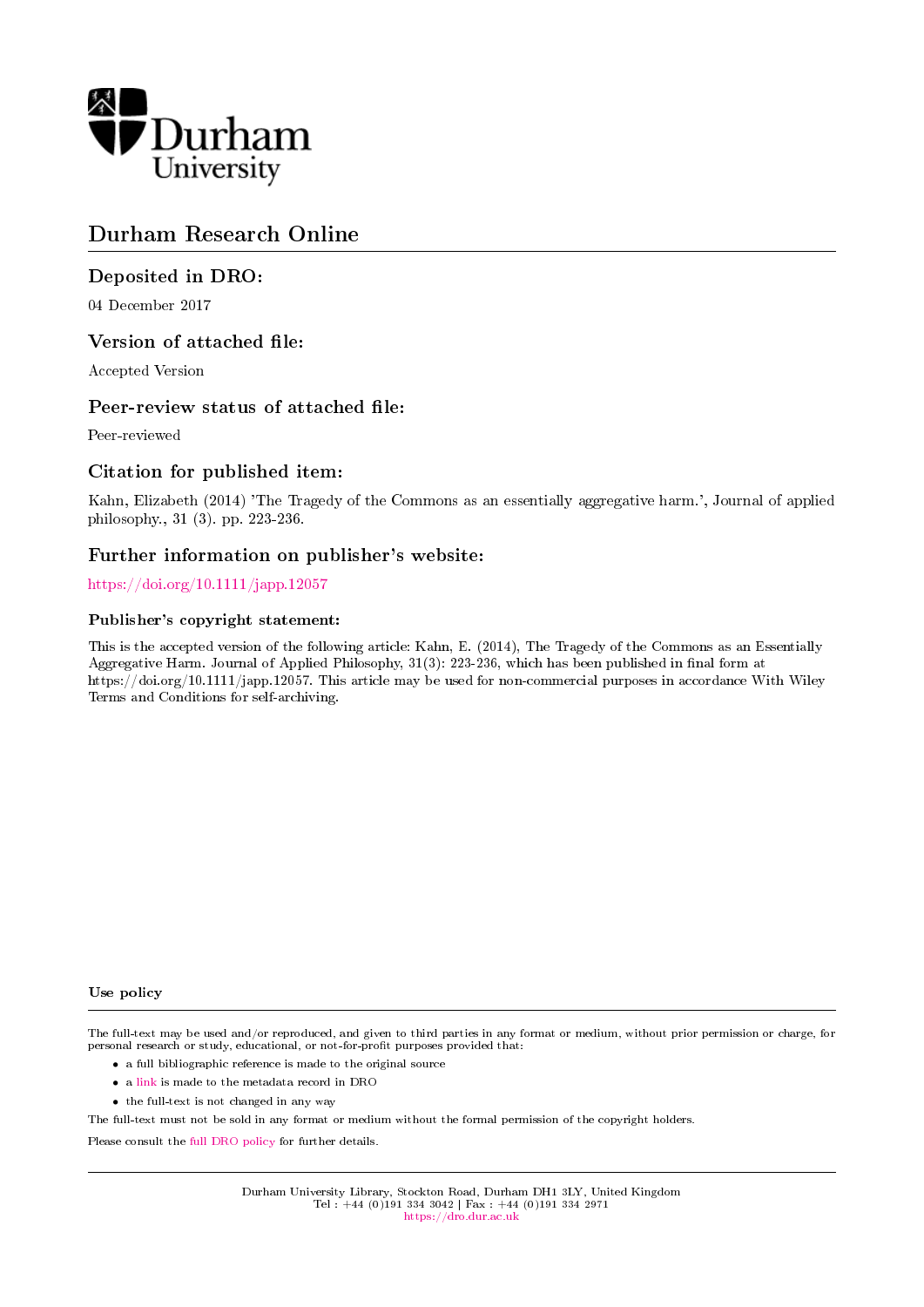Durham University

# Durham Research Online

## Deposited in DRO:

04 December 2017

## Version of attached file:

Accepted Version

## Peer-review status of attached file:

Peer-reviewed

## Citation for published item:

Kahn, Elizabeth (2014) 'The Tragedy of the Commons as an essentially aggregative harm.', Journal of applied philosophy., 31 (3). pp. 223-236.

## Further information on publisher's website:

https://doi.org/10.1111/japp.12057

### Publisher's copyright statement:

This is the accepted version of the following article: Kahn, E. (2014), The Tragedy of the Commons as an Essentially Aggregative Harm. Journal of Applied Philosophy, 31(3): 223-236, which has been published in final form at https://doi.org/10.1111/japp.12057. This article may be used for non-commercial purposes in accordance With Wiley Terms and Conditions for self-archiving.

### Use policy

The full-text may be used and/or reproduced, and given to third parties in any format or medium, without prior permission or charge, for personal research or study, educational, or not-for-profit purposes provided that:

- a full bibliographic reference is made to the original source
- a link is made to the metadata record in DRO
- the full-text is not changed in any way

The full-text must not be sold in any format or medium without the formal permission of the copyright holders.

Please consult the full DRO policy for further details.

Durham University Library, Stockton Road, Durham DH1 3LY, United Kingdom
Tel : +44 (0)191 334 3042 | Fax : +44 (0)191 334 2971
https://dro.dur.ac.uk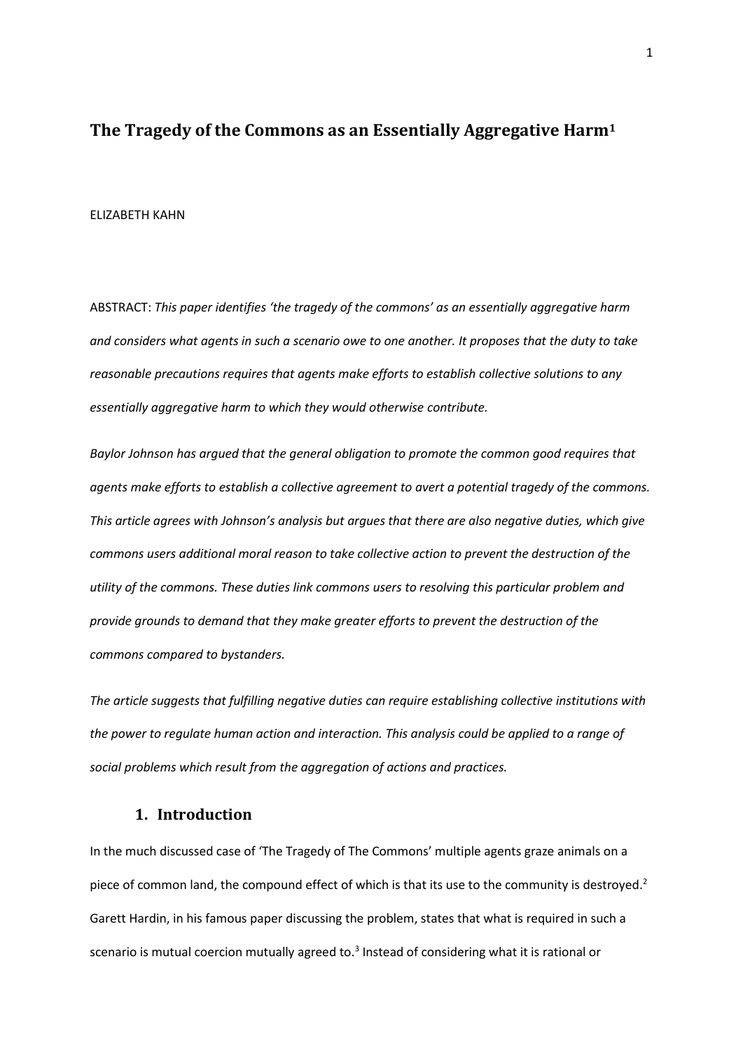# The Tragedy of the Commons as an Essentially Aggregative Harm[1]

ELIZABETH KAHN

ABSTRACT: *This paper identifies 'the tragedy of the commons' as an essentially aggregative harm and considers what agents in such a scenario owe to one another. It proposes that the duty to take reasonable precautions requires that agents make efforts to establish collective solutions to any essentially aggregative harm to which they would otherwise contribute.*

*Baylor Johnson has argued that the general obligation to promote the common good requires that agents make efforts to establish a collective agreement to avert a potential tragedy of the commons. This article agrees with Johnson's analysis but argues that there are also negative duties, which give commons users additional moral reason to take collective action to prevent the destruction of the utility of the commons. These duties link commons users to resolving this particular problem and provide grounds to demand that they make greater efforts to prevent the destruction of the commons compared to bystanders.*

*The article suggests that fulfilling negative duties can require establishing collective institutions with the power to regulate human action and interaction. This analysis could be applied to a range of social problems which result from the aggregation of actions and practices.*

## 1. Introduction

In the much discussed case of 'The Tragedy of The Commons' multiple agents graze animals on a piece of common land, the compound effect of which is that its use to the community is destroyed.[2] Garett Hardin, in his famous paper discussing the problem, states that what is required in such a scenario is mutual coercion mutually agreed to.[3] Instead of considering what it is rational or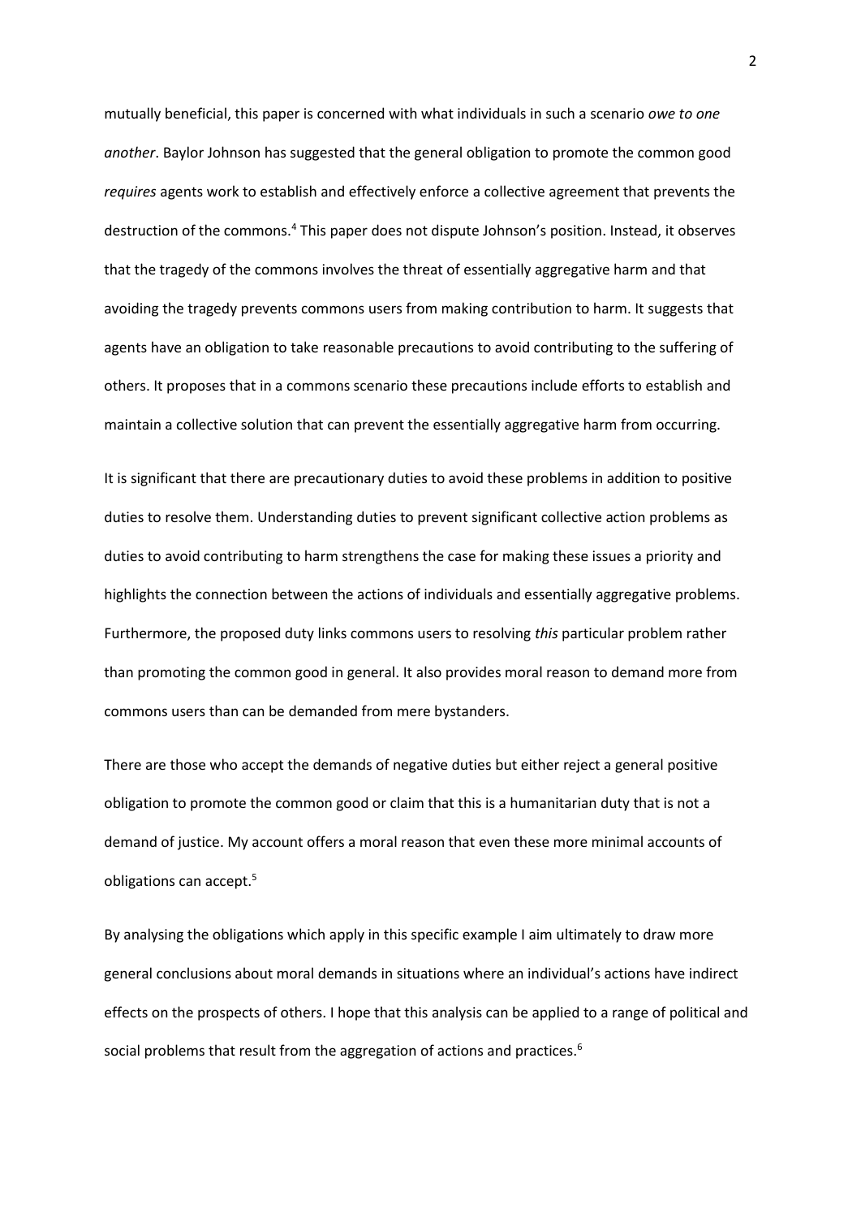mutually beneficial, this paper is concerned with what individuals in such a scenario *owe to one another*. Baylor Johnson has suggested that the general obligation to promote the common good *requires* agents work to establish and effectively enforce a collective agreement that prevents the destruction of the commons.[4] This paper does not dispute Johnson's position. Instead, it observes that the tragedy of the commons involves the threat of essentially aggregative harm and that avoiding the tragedy prevents commons users from making contribution to harm. It suggests that agents have an obligation to take reasonable precautions to avoid contributing to the suffering of others. It proposes that in a commons scenario these precautions include efforts to establish and maintain a collective solution that can prevent the essentially aggregative harm from occurring.

It is significant that there are precautionary duties to avoid these problems in addition to positive duties to resolve them. Understanding duties to prevent significant collective action problems as duties to avoid contributing to harm strengthens the case for making these issues a priority and highlights the connection between the actions of individuals and essentially aggregative problems. Furthermore, the proposed duty links commons users to resolving *this* particular problem rather than promoting the common good in general. It also provides moral reason to demand more from commons users than can be demanded from mere bystanders.

There are those who accept the demands of negative duties but either reject a general positive obligation to promote the common good or claim that this is a humanitarian duty that is not a demand of justice. My account offers a moral reason that even these more minimal accounts of obligations can accept.[5]

By analysing the obligations which apply in this specific example I aim ultimately to draw more general conclusions about moral demands in situations where an individual's actions have indirect effects on the prospects of others. I hope that this analysis can be applied to a range of political and social problems that result from the aggregation of actions and practices.[6]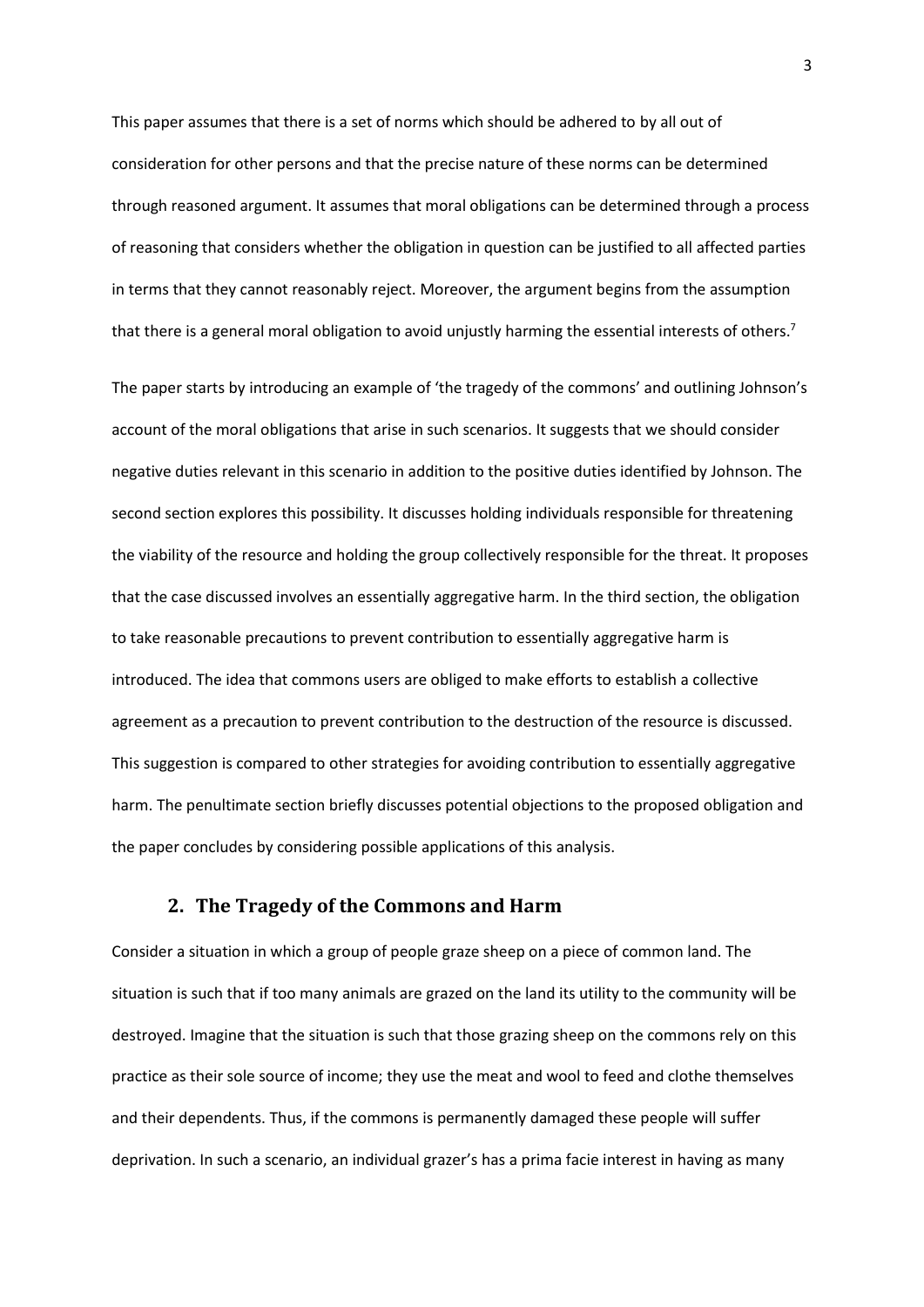This paper assumes that there is a set of norms which should be adhered to by all out of consideration for other persons and that the precise nature of these norms can be determined through reasoned argument. It assumes that moral obligations can be determined through a process of reasoning that considers whether the obligation in question can be justified to all affected parties in terms that they cannot reasonably reject. Moreover, the argument begins from the assumption that there is a general moral obligation to avoid unjustly harming the essential interests of others.[7]

The paper starts by introducing an example of 'the tragedy of the commons' and outlining Johnson's account of the moral obligations that arise in such scenarios. It suggests that we should consider negative duties relevant in this scenario in addition to the positive duties identified by Johnson. The second section explores this possibility. It discusses holding individuals responsible for threatening the viability of the resource and holding the group collectively responsible for the threat. It proposes that the case discussed involves an essentially aggregative harm. In the third section, the obligation to take reasonable precautions to prevent contribution to essentially aggregative harm is introduced. The idea that commons users are obliged to make efforts to establish a collective agreement as a precaution to prevent contribution to the destruction of the resource is discussed. This suggestion is compared to other strategies for avoiding contribution to essentially aggregative harm. The penultimate section briefly discusses potential objections to the proposed obligation and the paper concludes by considering possible applications of this analysis.

## 2. The Tragedy of the Commons and Harm

Consider a situation in which a group of people graze sheep on a piece of common land. The situation is such that if too many animals are grazed on the land its utility to the community will be destroyed. Imagine that the situation is such that those grazing sheep on the commons rely on this practice as their sole source of income; they use the meat and wool to feed and clothe themselves and their dependents. Thus, if the commons is permanently damaged these people will suffer deprivation. In such a scenario, an individual grazer's has a prima facie interest in having as many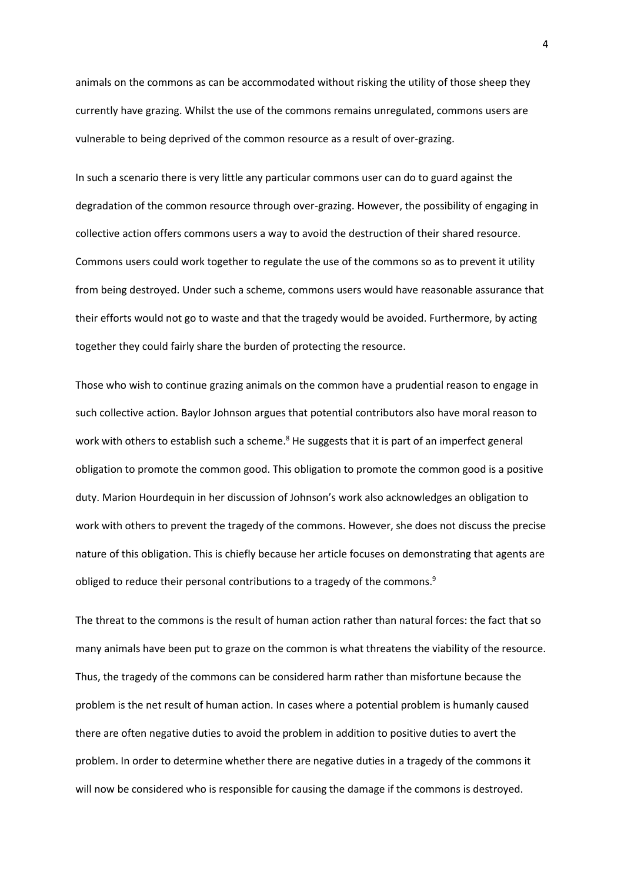animals on the commons as can be accommodated without risking the utility of those sheep they currently have grazing. Whilst the use of the commons remains unregulated, commons users are vulnerable to being deprived of the common resource as a result of over-grazing.

In such a scenario there is very little any particular commons user can do to guard against the degradation of the common resource through over-grazing. However, the possibility of engaging in collective action offers commons users a way to avoid the destruction of their shared resource. Commons users could work together to regulate the use of the commons so as to prevent it utility from being destroyed. Under such a scheme, commons users would have reasonable assurance that their efforts would not go to waste and that the tragedy would be avoided. Furthermore, by acting together they could fairly share the burden of protecting the resource.

Those who wish to continue grazing animals on the common have a prudential reason to engage in such collective action. Baylor Johnson argues that potential contributors also have moral reason to work with others to establish such a scheme.[8] He suggests that it is part of an imperfect general obligation to promote the common good. This obligation to promote the common good is a positive duty. Marion Hourdequin in her discussion of Johnson's work also acknowledges an obligation to work with others to prevent the tragedy of the commons. However, she does not discuss the precise nature of this obligation. This is chiefly because her article focuses on demonstrating that agents are obliged to reduce their personal contributions to a tragedy of the commons.[9]

The threat to the commons is the result of human action rather than natural forces: the fact that so many animals have been put to graze on the common is what threatens the viability of the resource. Thus, the tragedy of the commons can be considered harm rather than misfortune because the problem is the net result of human action. In cases where a potential problem is humanly caused there are often negative duties to avoid the problem in addition to positive duties to avert the problem. In order to determine whether there are negative duties in a tragedy of the commons it will now be considered who is responsible for causing the damage if the commons is destroyed.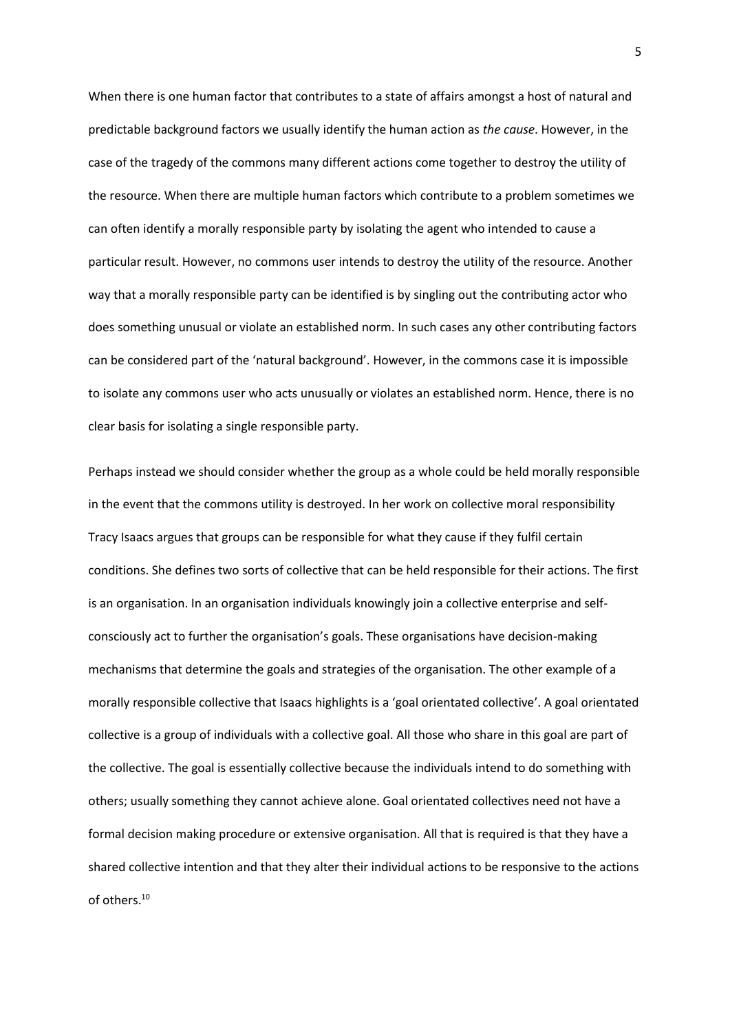When there is one human factor that contributes to a state of affairs amongst a host of natural and predictable background factors we usually identify the human action as *the cause*. However, in the case of the tragedy of the commons many different actions come together to destroy the utility of the resource. When there are multiple human factors which contribute to a problem sometimes we can often identify a morally responsible party by isolating the agent who intended to cause a particular result. However, no commons user intends to destroy the utility of the resource. Another way that a morally responsible party can be identified is by singling out the contributing actor who does something unusual or violate an established norm. In such cases any other contributing factors can be considered part of the 'natural background'. However, in the commons case it is impossible to isolate any commons user who acts unusually or violates an established norm. Hence, there is no clear basis for isolating a single responsible party.

Perhaps instead we should consider whether the group as a whole could be held morally responsible in the event that the commons utility is destroyed. In her work on collective moral responsibility Tracy Isaacs argues that groups can be responsible for what they cause if they fulfil certain conditions. She defines two sorts of collective that can be held responsible for their actions. The first is an organisation. In an organisation individuals knowingly join a collective enterprise and self-consciously act to further the organisation's goals. These organisations have decision-making mechanisms that determine the goals and strategies of the organisation. The other example of a morally responsible collective that Isaacs highlights is a 'goal orientated collective'. A goal orientated collective is a group of individuals with a collective goal. All those who share in this goal are part of the collective. The goal is essentially collective because the individuals intend to do something with others; usually something they cannot achieve alone. Goal orientated collectives need not have a formal decision making procedure or extensive organisation. All that is required is that they have a shared collective intention and that they alter their individual actions to be responsive to the actions of others.[10]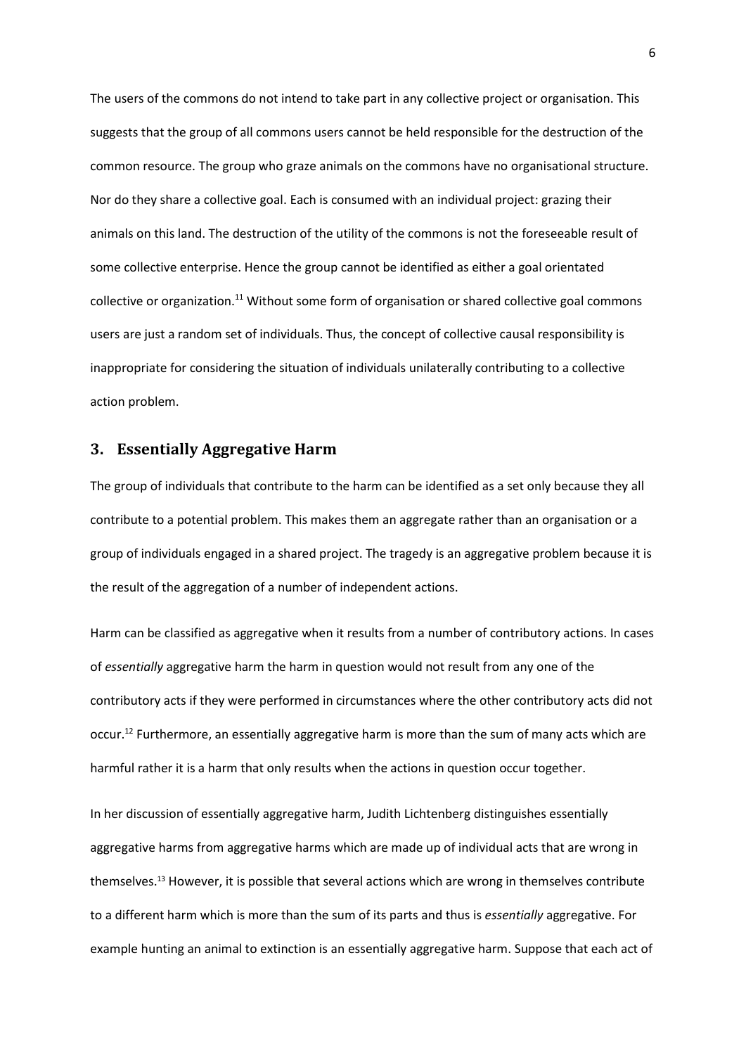The users of the commons do not intend to take part in any collective project or organisation. This suggests that the group of all commons users cannot be held responsible for the destruction of the common resource. The group who graze animals on the commons have no organisational structure. Nor do they share a collective goal. Each is consumed with an individual project: grazing their animals on this land. The destruction of the utility of the commons is not the foreseeable result of some collective enterprise. Hence the group cannot be identified as either a goal orientated collective or organization.[11] Without some form of organisation or shared collective goal commons users are just a random set of individuals. Thus, the concept of collective causal responsibility is inappropriate for considering the situation of individuals unilaterally contributing to a collective action problem.

## 3. Essentially Aggregative Harm

The group of individuals that contribute to the harm can be identified as a set only because they all contribute to a potential problem. This makes them an aggregate rather than an organisation or a group of individuals engaged in a shared project. The tragedy is an aggregative problem because it is the result of the aggregation of a number of independent actions.

Harm can be classified as aggregative when it results from a number of contributory actions. In cases of *essentially* aggregative harm the harm in question would not result from any one of the contributory acts if they were performed in circumstances where the other contributory acts did not occur.[12] Furthermore, an essentially aggregative harm is more than the sum of many acts which are harmful rather it is a harm that only results when the actions in question occur together.

In her discussion of essentially aggregative harm, Judith Lichtenberg distinguishes essentially aggregative harms from aggregative harms which are made up of individual acts that are wrong in themselves.[13] However, it is possible that several actions which are wrong in themselves contribute to a different harm which is more than the sum of its parts and thus is *essentially* aggregative. For example hunting an animal to extinction is an essentially aggregative harm. Suppose that each act of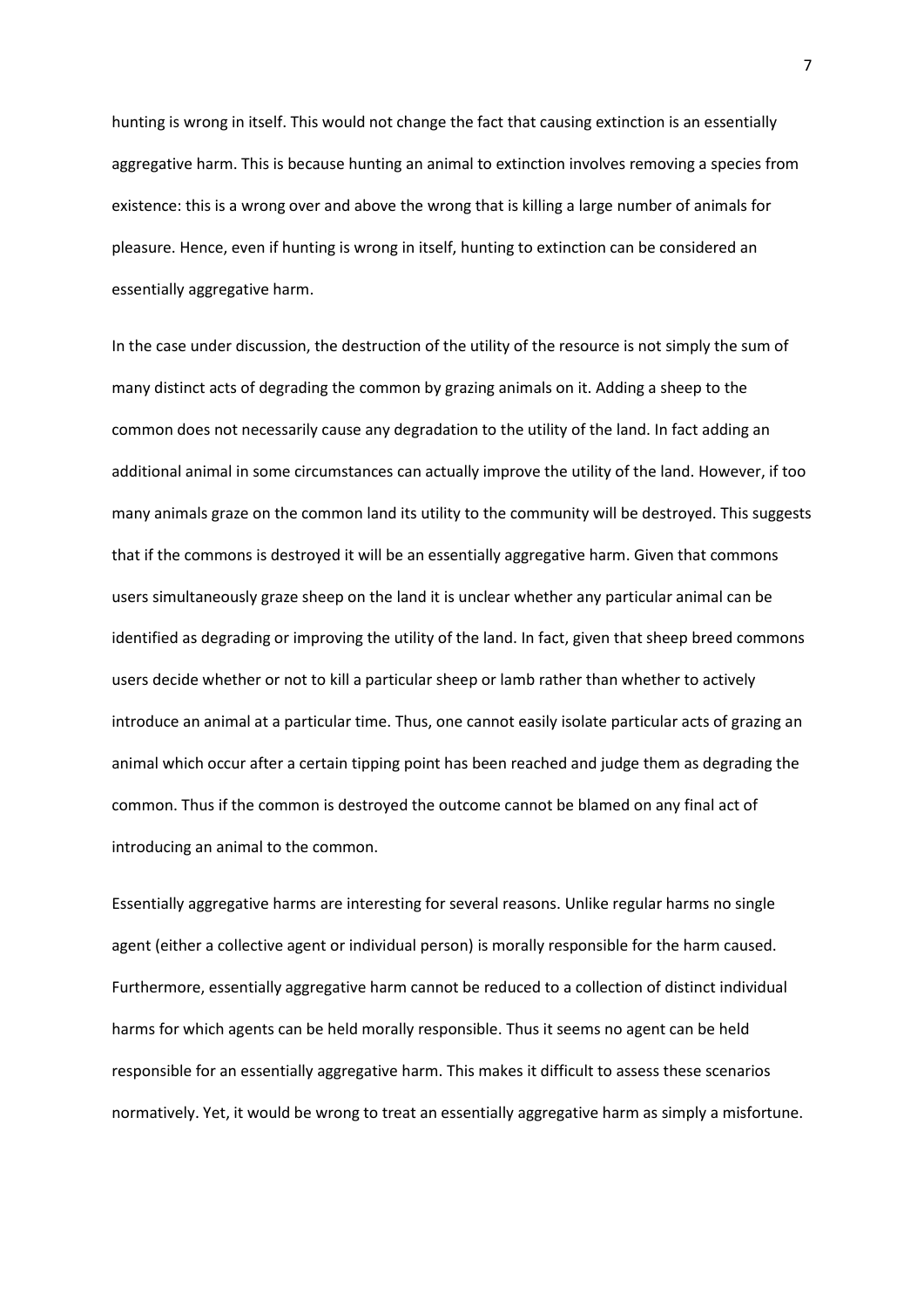hunting is wrong in itself. This would not change the fact that causing extinction is an essentially aggregative harm. This is because hunting an animal to extinction involves removing a species from existence: this is a wrong over and above the wrong that is killing a large number of animals for pleasure. Hence, even if hunting is wrong in itself, hunting to extinction can be considered an essentially aggregative harm.

In the case under discussion, the destruction of the utility of the resource is not simply the sum of many distinct acts of degrading the common by grazing animals on it. Adding a sheep to the common does not necessarily cause any degradation to the utility of the land. In fact adding an additional animal in some circumstances can actually improve the utility of the land. However, if too many animals graze on the common land its utility to the community will be destroyed. This suggests that if the commons is destroyed it will be an essentially aggregative harm. Given that commons users simultaneously graze sheep on the land it is unclear whether any particular animal can be identified as degrading or improving the utility of the land. In fact, given that sheep breed commons users decide whether or not to kill a particular sheep or lamb rather than whether to actively introduce an animal at a particular time. Thus, one cannot easily isolate particular acts of grazing an animal which occur after a certain tipping point has been reached and judge them as degrading the common. Thus if the common is destroyed the outcome cannot be blamed on any final act of introducing an animal to the common.

Essentially aggregative harms are interesting for several reasons. Unlike regular harms no single agent (either a collective agent or individual person) is morally responsible for the harm caused. Furthermore, essentially aggregative harm cannot be reduced to a collection of distinct individual harms for which agents can be held morally responsible. Thus it seems no agent can be held responsible for an essentially aggregative harm. This makes it difficult to assess these scenarios normatively. Yet, it would be wrong to treat an essentially aggregative harm as simply a misfortune.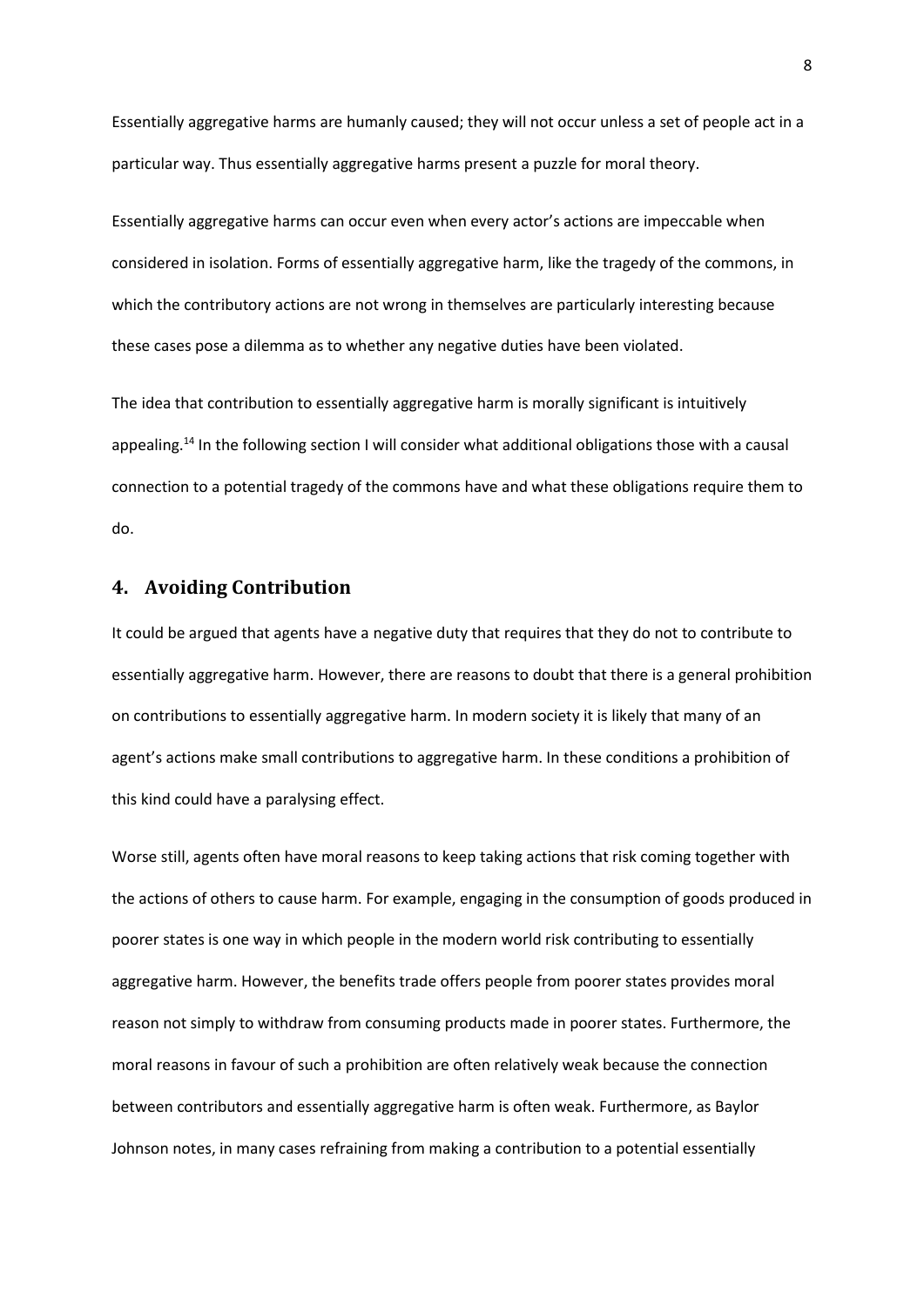Essentially aggregative harms are humanly caused; they will not occur unless a set of people act in a particular way. Thus essentially aggregative harms present a puzzle for moral theory.

Essentially aggregative harms can occur even when every actor's actions are impeccable when considered in isolation. Forms of essentially aggregative harm, like the tragedy of the commons, in which the contributory actions are not wrong in themselves are particularly interesting because these cases pose a dilemma as to whether any negative duties have been violated.

The idea that contribution to essentially aggregative harm is morally significant is intuitively appealing.[14] In the following section I will consider what additional obligations those with a causal connection to a potential tragedy of the commons have and what these obligations require them to do.

## 4. Avoiding Contribution

It could be argued that agents have a negative duty that requires that they do not to contribute to essentially aggregative harm. However, there are reasons to doubt that there is a general prohibition on contributions to essentially aggregative harm. In modern society it is likely that many of an agent's actions make small contributions to aggregative harm. In these conditions a prohibition of this kind could have a paralysing effect.

Worse still, agents often have moral reasons to keep taking actions that risk coming together with the actions of others to cause harm. For example, engaging in the consumption of goods produced in poorer states is one way in which people in the modern world risk contributing to essentially aggregative harm. However, the benefits trade offers people from poorer states provides moral reason not simply to withdraw from consuming products made in poorer states. Furthermore, the moral reasons in favour of such a prohibition are often relatively weak because the connection between contributors and essentially aggregative harm is often weak. Furthermore, as Baylor Johnson notes, in many cases refraining from making a contribution to a potential essentially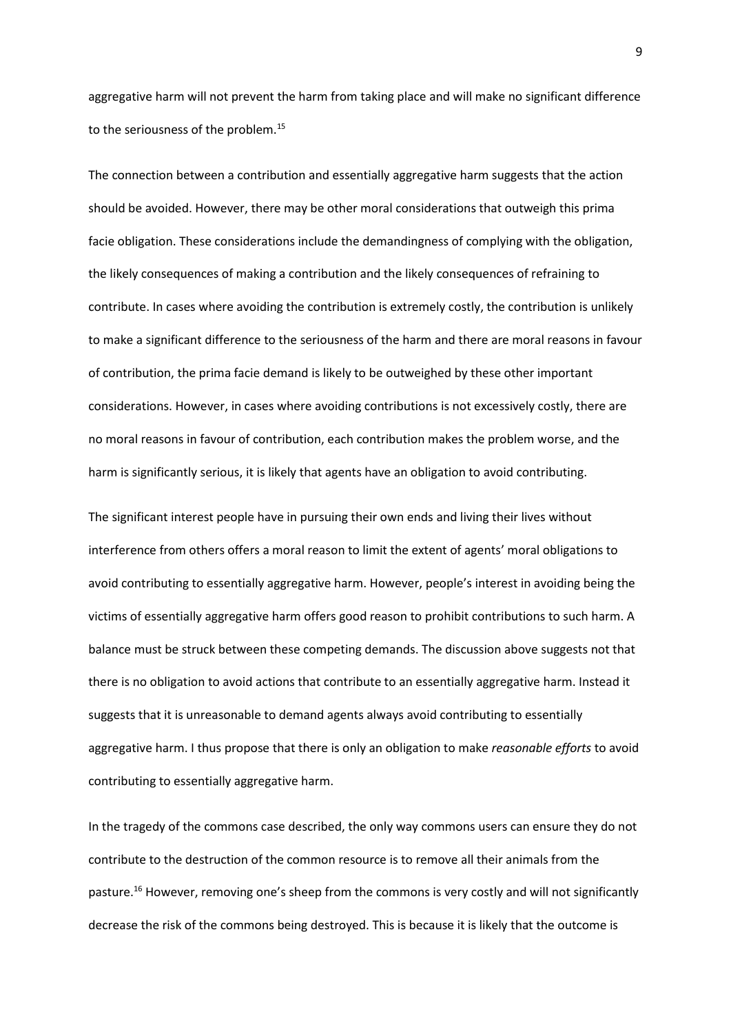aggregative harm will not prevent the harm from taking place and will make no significant difference to the seriousness of the problem.[15]

The connection between a contribution and essentially aggregative harm suggests that the action should be avoided. However, there may be other moral considerations that outweigh this prima facie obligation. These considerations include the demandingness of complying with the obligation, the likely consequences of making a contribution and the likely consequences of refraining to contribute. In cases where avoiding the contribution is extremely costly, the contribution is unlikely to make a significant difference to the seriousness of the harm and there are moral reasons in favour of contribution, the prima facie demand is likely to be outweighed by these other important considerations. However, in cases where avoiding contributions is not excessively costly, there are no moral reasons in favour of contribution, each contribution makes the problem worse, and the harm is significantly serious, it is likely that agents have an obligation to avoid contributing.

The significant interest people have in pursuing their own ends and living their lives without interference from others offers a moral reason to limit the extent of agents' moral obligations to avoid contributing to essentially aggregative harm. However, people's interest in avoiding being the victims of essentially aggregative harm offers good reason to prohibit contributions to such harm. A balance must be struck between these competing demands. The discussion above suggests not that there is no obligation to avoid actions that contribute to an essentially aggregative harm. Instead it suggests that it is unreasonable to demand agents always avoid contributing to essentially aggregative harm. I thus propose that there is only an obligation to make *reasonable efforts* to avoid contributing to essentially aggregative harm.

In the tragedy of the commons case described, the only way commons users can ensure they do not contribute to the destruction of the common resource is to remove all their animals from the pasture.[16] However, removing one's sheep from the commons is very costly and will not significantly decrease the risk of the commons being destroyed. This is because it is likely that the outcome is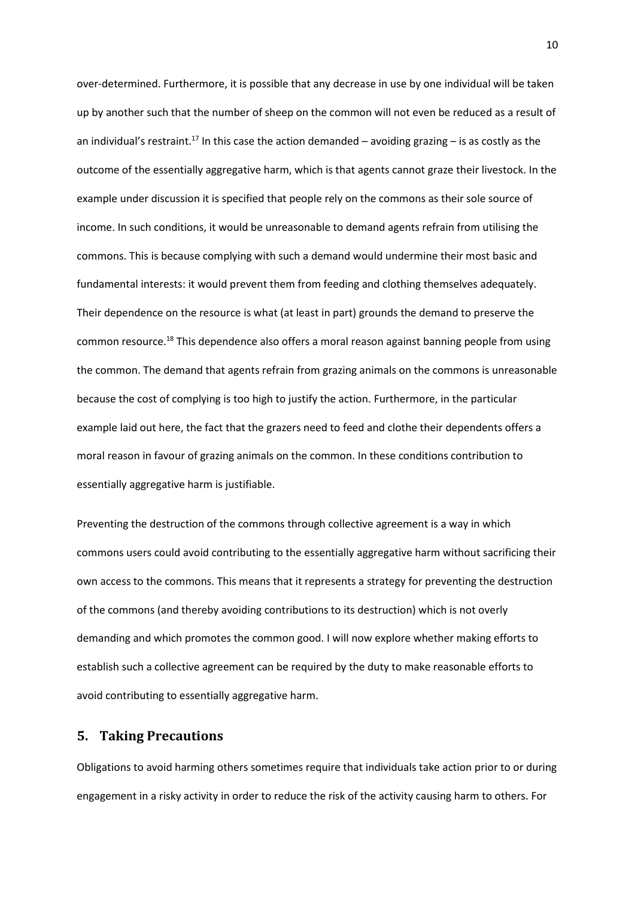over-determined. Furthermore, it is possible that any decrease in use by one individual will be taken up by another such that the number of sheep on the common will not even be reduced as a result of an individual's restraint.[17] In this case the action demanded – avoiding grazing – is as costly as the outcome of the essentially aggregative harm, which is that agents cannot graze their livestock. In the example under discussion it is specified that people rely on the commons as their sole source of income. In such conditions, it would be unreasonable to demand agents refrain from utilising the commons. This is because complying with such a demand would undermine their most basic and fundamental interests: it would prevent them from feeding and clothing themselves adequately. Their dependence on the resource is what (at least in part) grounds the demand to preserve the common resource.[18] This dependence also offers a moral reason against banning people from using the common. The demand that agents refrain from grazing animals on the commons is unreasonable because the cost of complying is too high to justify the action. Furthermore, in the particular example laid out here, the fact that the grazers need to feed and clothe their dependents offers a moral reason in favour of grazing animals on the common. In these conditions contribution to essentially aggregative harm is justifiable.

Preventing the destruction of the commons through collective agreement is a way in which commons users could avoid contributing to the essentially aggregative harm without sacrificing their own access to the commons. This means that it represents a strategy for preventing the destruction of the commons (and thereby avoiding contributions to its destruction) which is not overly demanding and which promotes the common good. I will now explore whether making efforts to establish such a collective agreement can be required by the duty to make reasonable efforts to avoid contributing to essentially aggregative harm.

## 5. Taking Precautions

Obligations to avoid harming others sometimes require that individuals take action prior to or during engagement in a risky activity in order to reduce the risk of the activity causing harm to others. For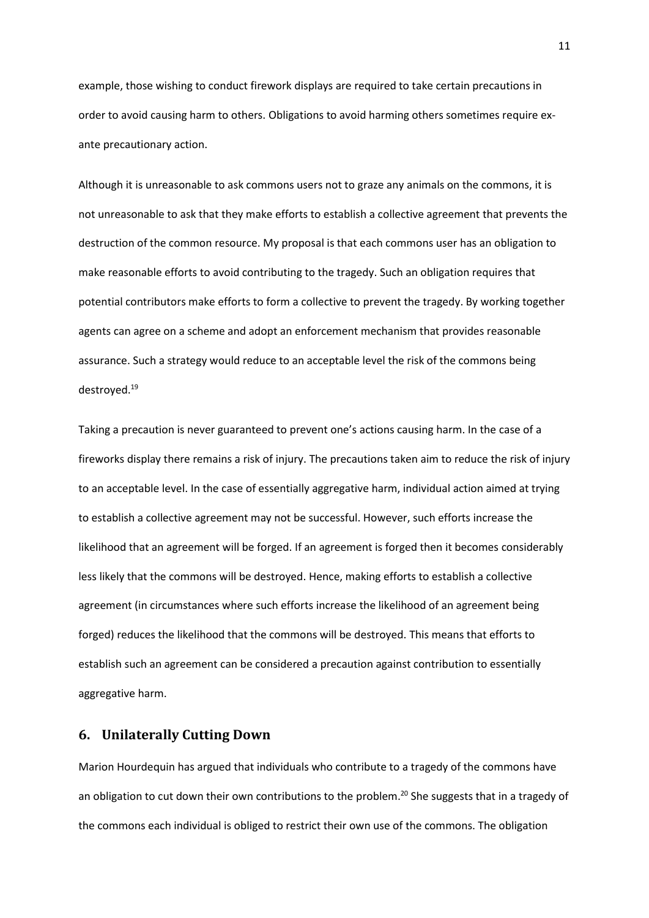example, those wishing to conduct firework displays are required to take certain precautions in order to avoid causing harm to others. Obligations to avoid harming others sometimes require ex-ante precautionary action.

Although it is unreasonable to ask commons users not to graze any animals on the commons, it is not unreasonable to ask that they make efforts to establish a collective agreement that prevents the destruction of the common resource. My proposal is that each commons user has an obligation to make reasonable efforts to avoid contributing to the tragedy. Such an obligation requires that potential contributors make efforts to form a collective to prevent the tragedy. By working together agents can agree on a scheme and adopt an enforcement mechanism that provides reasonable assurance. Such a strategy would reduce to an acceptable level the risk of the commons being destroyed.[19]

Taking a precaution is never guaranteed to prevent one's actions causing harm. In the case of a fireworks display there remains a risk of injury. The precautions taken aim to reduce the risk of injury to an acceptable level. In the case of essentially aggregative harm, individual action aimed at trying to establish a collective agreement may not be successful. However, such efforts increase the likelihood that an agreement will be forged. If an agreement is forged then it becomes considerably less likely that the commons will be destroyed. Hence, making efforts to establish a collective agreement (in circumstances where such efforts increase the likelihood of an agreement being forged) reduces the likelihood that the commons will be destroyed. This means that efforts to establish such an agreement can be considered a precaution against contribution to essentially aggregative harm.

## 6. Unilaterally Cutting Down

Marion Hourdequin has argued that individuals who contribute to a tragedy of the commons have an obligation to cut down their own contributions to the problem.[20] She suggests that in a tragedy of the commons each individual is obliged to restrict their own use of the commons. The obligation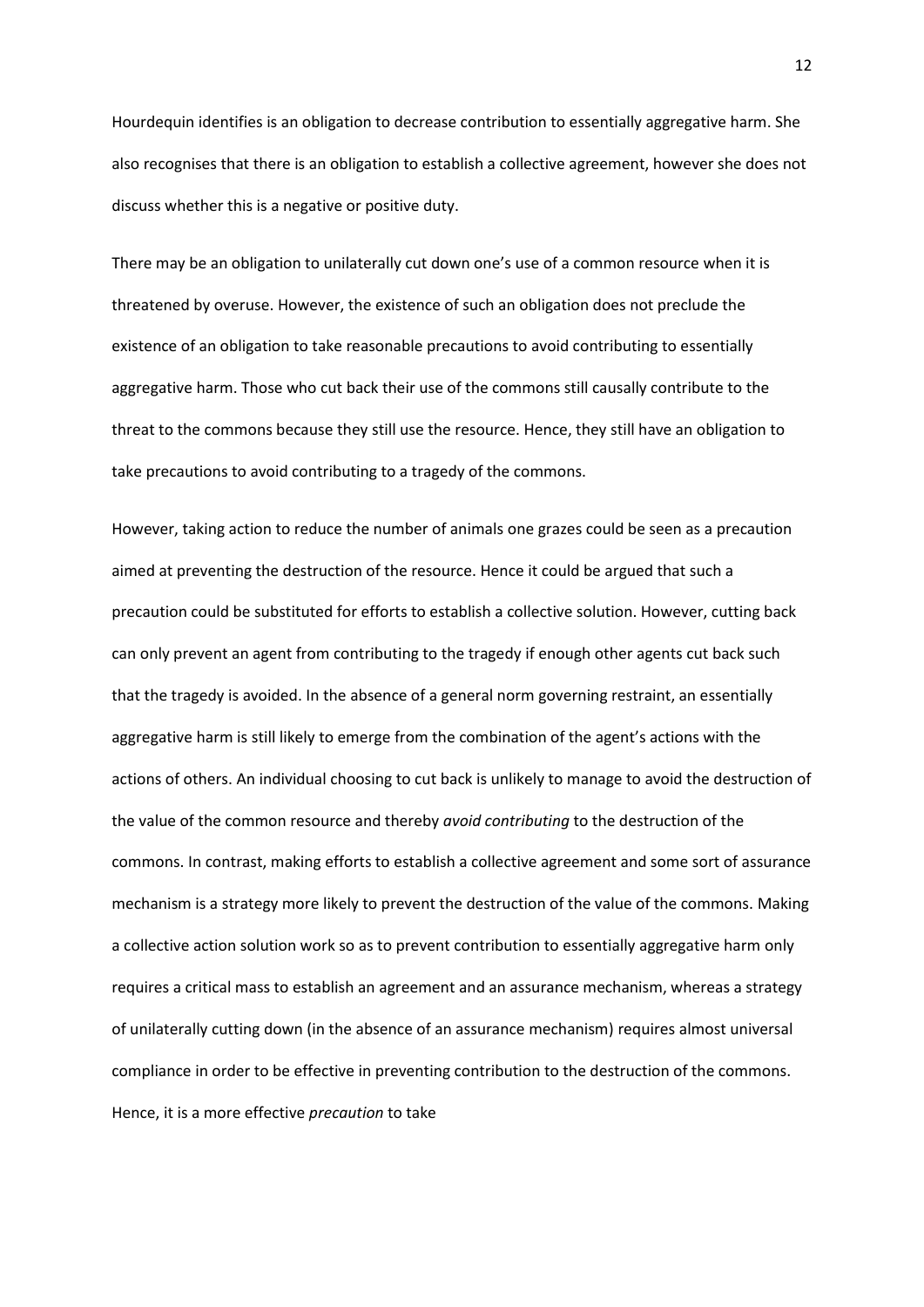Hourdequin identifies is an obligation to decrease contribution to essentially aggregative harm. She also recognises that there is an obligation to establish a collective agreement, however she does not discuss whether this is a negative or positive duty.

There may be an obligation to unilaterally cut down one's use of a common resource when it is threatened by overuse. However, the existence of such an obligation does not preclude the existence of an obligation to take reasonable precautions to avoid contributing to essentially aggregative harm. Those who cut back their use of the commons still causally contribute to the threat to the commons because they still use the resource. Hence, they still have an obligation to take precautions to avoid contributing to a tragedy of the commons.

However, taking action to reduce the number of animals one grazes could be seen as a precaution aimed at preventing the destruction of the resource. Hence it could be argued that such a precaution could be substituted for efforts to establish a collective solution. However, cutting back can only prevent an agent from contributing to the tragedy if enough other agents cut back such that the tragedy is avoided. In the absence of a general norm governing restraint, an essentially aggregative harm is still likely to emerge from the combination of the agent's actions with the actions of others. An individual choosing to cut back is unlikely to manage to avoid the destruction of the value of the common resource and thereby *avoid contributing* to the destruction of the commons. In contrast, making efforts to establish a collective agreement and some sort of assurance mechanism is a strategy more likely to prevent the destruction of the value of the commons. Making a collective action solution work so as to prevent contribution to essentially aggregative harm only requires a critical mass to establish an agreement and an assurance mechanism, whereas a strategy of unilaterally cutting down (in the absence of an assurance mechanism) requires almost universal compliance in order to be effective in preventing contribution to the destruction of the commons. Hence, it is a more effective *precaution* to take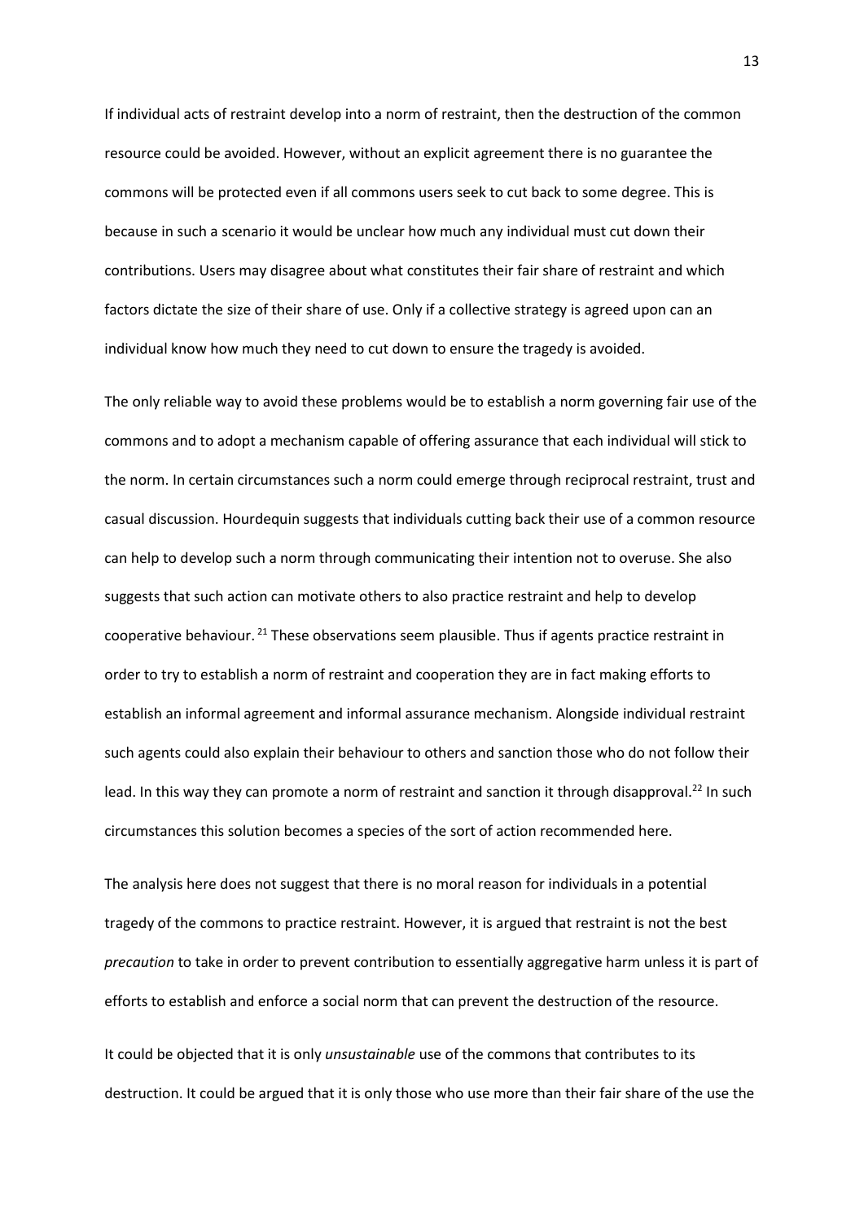If individual acts of restraint develop into a norm of restraint, then the destruction of the common resource could be avoided. However, without an explicit agreement there is no guarantee the commons will be protected even if all commons users seek to cut back to some degree. This is because in such a scenario it would be unclear how much any individual must cut down their contributions. Users may disagree about what constitutes their fair share of restraint and which factors dictate the size of their share of use. Only if a collective strategy is agreed upon can an individual know how much they need to cut down to ensure the tragedy is avoided.

The only reliable way to avoid these problems would be to establish a norm governing fair use of the commons and to adopt a mechanism capable of offering assurance that each individual will stick to the norm. In certain circumstances such a norm could emerge through reciprocal restraint, trust and casual discussion. Hourdequin suggests that individuals cutting back their use of a common resource can help to develop such a norm through communicating their intention not to overuse. She also suggests that such action can motivate others to also practice restraint and help to develop cooperative behaviour. [21] These observations seem plausible. Thus if agents practice restraint in order to try to establish a norm of restraint and cooperation they are in fact making efforts to establish an informal agreement and informal assurance mechanism. Alongside individual restraint such agents could also explain their behaviour to others and sanction those who do not follow their lead. In this way they can promote a norm of restraint and sanction it through disapproval.[22] In such circumstances this solution becomes a species of the sort of action recommended here.

The analysis here does not suggest that there is no moral reason for individuals in a potential tragedy of the commons to practice restraint. However, it is argued that restraint is not the best *precaution* to take in order to prevent contribution to essentially aggregative harm unless it is part of efforts to establish and enforce a social norm that can prevent the destruction of the resource.

It could be objected that it is only *unsustainable* use of the commons that contributes to its destruction. It could be argued that it is only those who use more than their fair share of the use the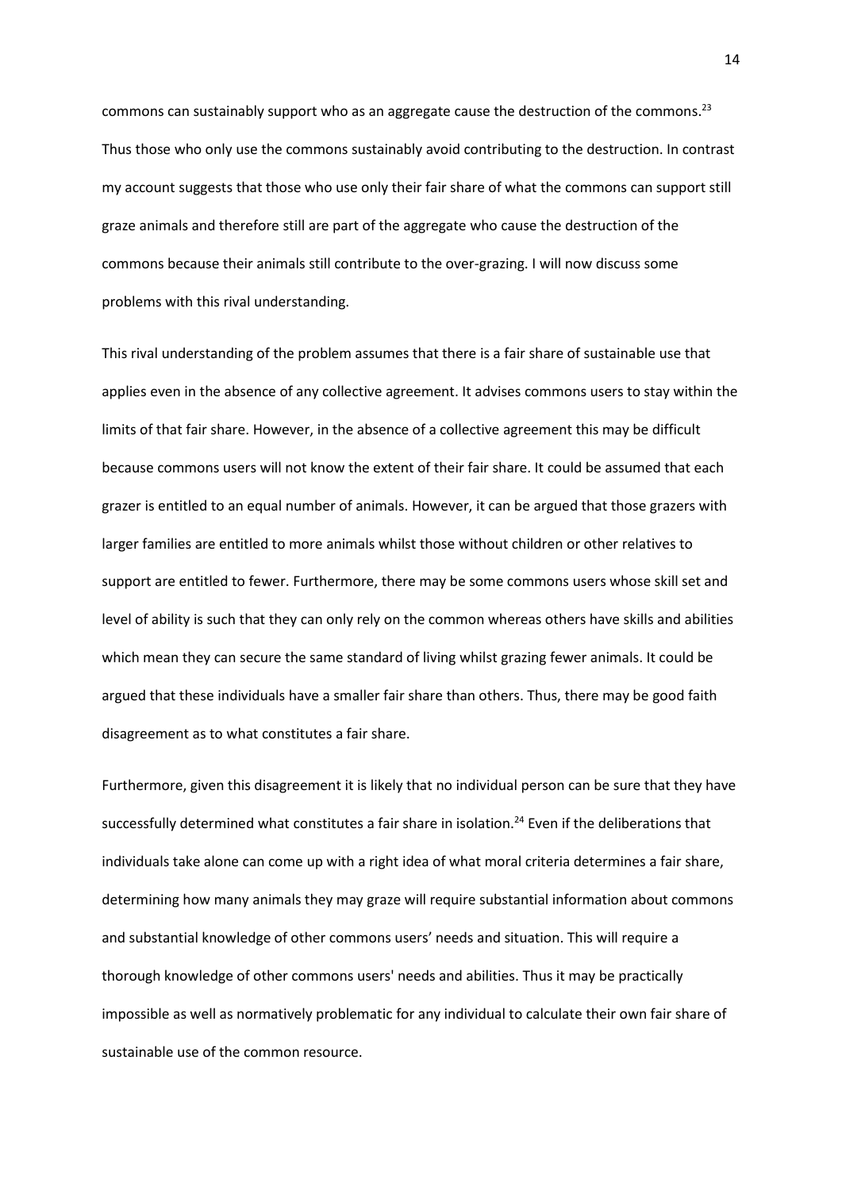commons can sustainably support who as an aggregate cause the destruction of the commons.[23] Thus those who only use the commons sustainably avoid contributing to the destruction. In contrast my account suggests that those who use only their fair share of what the commons can support still graze animals and therefore still are part of the aggregate who cause the destruction of the commons because their animals still contribute to the over-grazing. I will now discuss some problems with this rival understanding.

This rival understanding of the problem assumes that there is a fair share of sustainable use that applies even in the absence of any collective agreement. It advises commons users to stay within the limits of that fair share. However, in the absence of a collective agreement this may be difficult because commons users will not know the extent of their fair share. It could be assumed that each grazer is entitled to an equal number of animals. However, it can be argued that those grazers with larger families are entitled to more animals whilst those without children or other relatives to support are entitled to fewer. Furthermore, there may be some commons users whose skill set and level of ability is such that they can only rely on the common whereas others have skills and abilities which mean they can secure the same standard of living whilst grazing fewer animals. It could be argued that these individuals have a smaller fair share than others. Thus, there may be good faith disagreement as to what constitutes a fair share.

Furthermore, given this disagreement it is likely that no individual person can be sure that they have successfully determined what constitutes a fair share in isolation.[24] Even if the deliberations that individuals take alone can come up with a right idea of what moral criteria determines a fair share, determining how many animals they may graze will require substantial information about commons and substantial knowledge of other commons users' needs and situation. This will require a thorough knowledge of other commons users' needs and abilities. Thus it may be practically impossible as well as normatively problematic for any individual to calculate their own fair share of sustainable use of the common resource.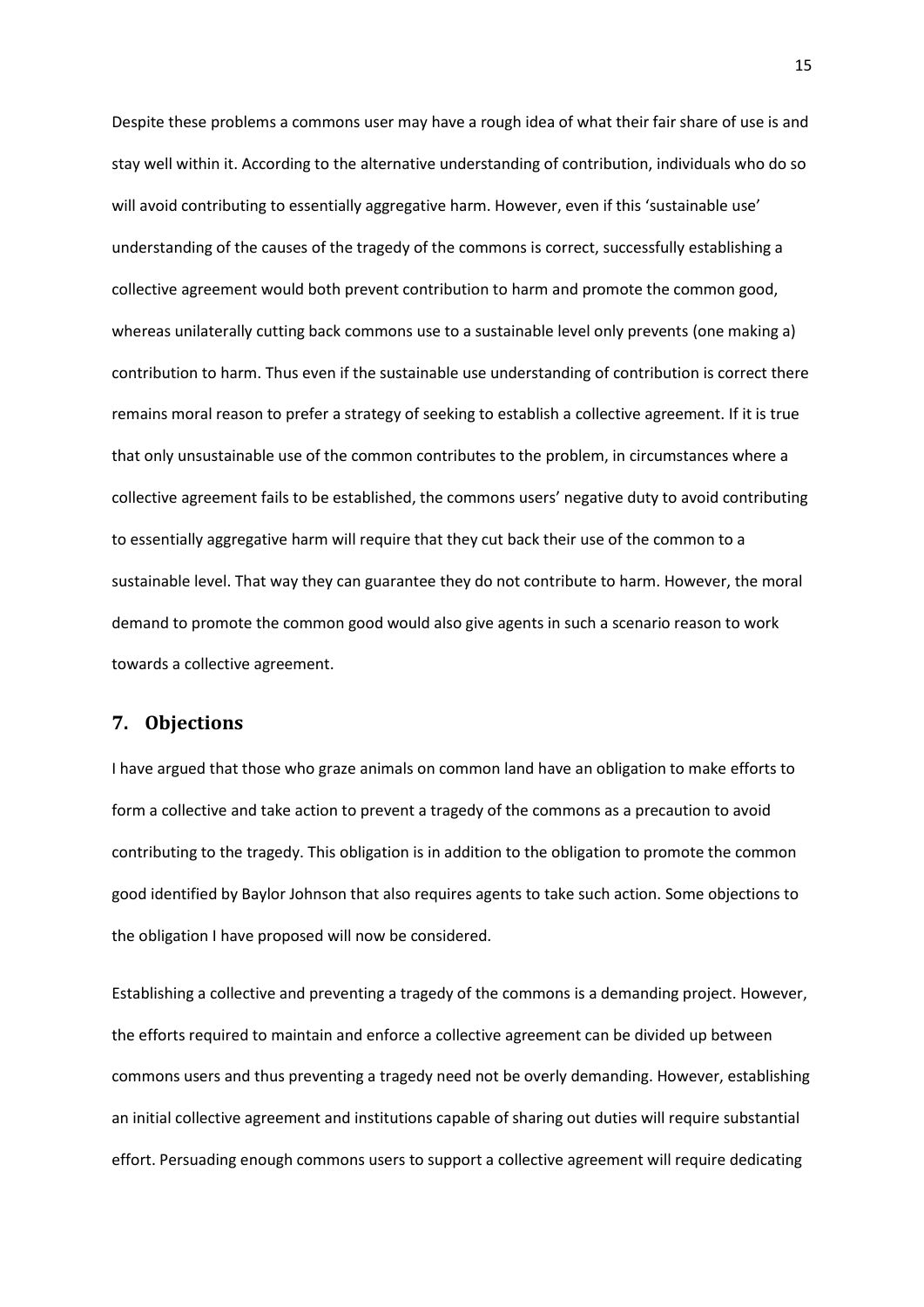Despite these problems a commons user may have a rough idea of what their fair share of use is and stay well within it. According to the alternative understanding of contribution, individuals who do so will avoid contributing to essentially aggregative harm. However, even if this 'sustainable use' understanding of the causes of the tragedy of the commons is correct, successfully establishing a collective agreement would both prevent contribution to harm and promote the common good, whereas unilaterally cutting back commons use to a sustainable level only prevents (one making a) contribution to harm. Thus even if the sustainable use understanding of contribution is correct there remains moral reason to prefer a strategy of seeking to establish a collective agreement. If it is true that only unsustainable use of the common contributes to the problem, in circumstances where a collective agreement fails to be established, the commons users' negative duty to avoid contributing to essentially aggregative harm will require that they cut back their use of the common to a sustainable level. That way they can guarantee they do not contribute to harm. However, the moral demand to promote the common good would also give agents in such a scenario reason to work towards a collective agreement.

## 7. Objections

I have argued that those who graze animals on common land have an obligation to make efforts to form a collective and take action to prevent a tragedy of the commons as a precaution to avoid contributing to the tragedy. This obligation is in addition to the obligation to promote the common good identified by Baylor Johnson that also requires agents to take such action. Some objections to the obligation I have proposed will now be considered.

Establishing a collective and preventing a tragedy of the commons is a demanding project. However, the efforts required to maintain and enforce a collective agreement can be divided up between commons users and thus preventing a tragedy need not be overly demanding. However, establishing an initial collective agreement and institutions capable of sharing out duties will require substantial effort. Persuading enough commons users to support a collective agreement will require dedicating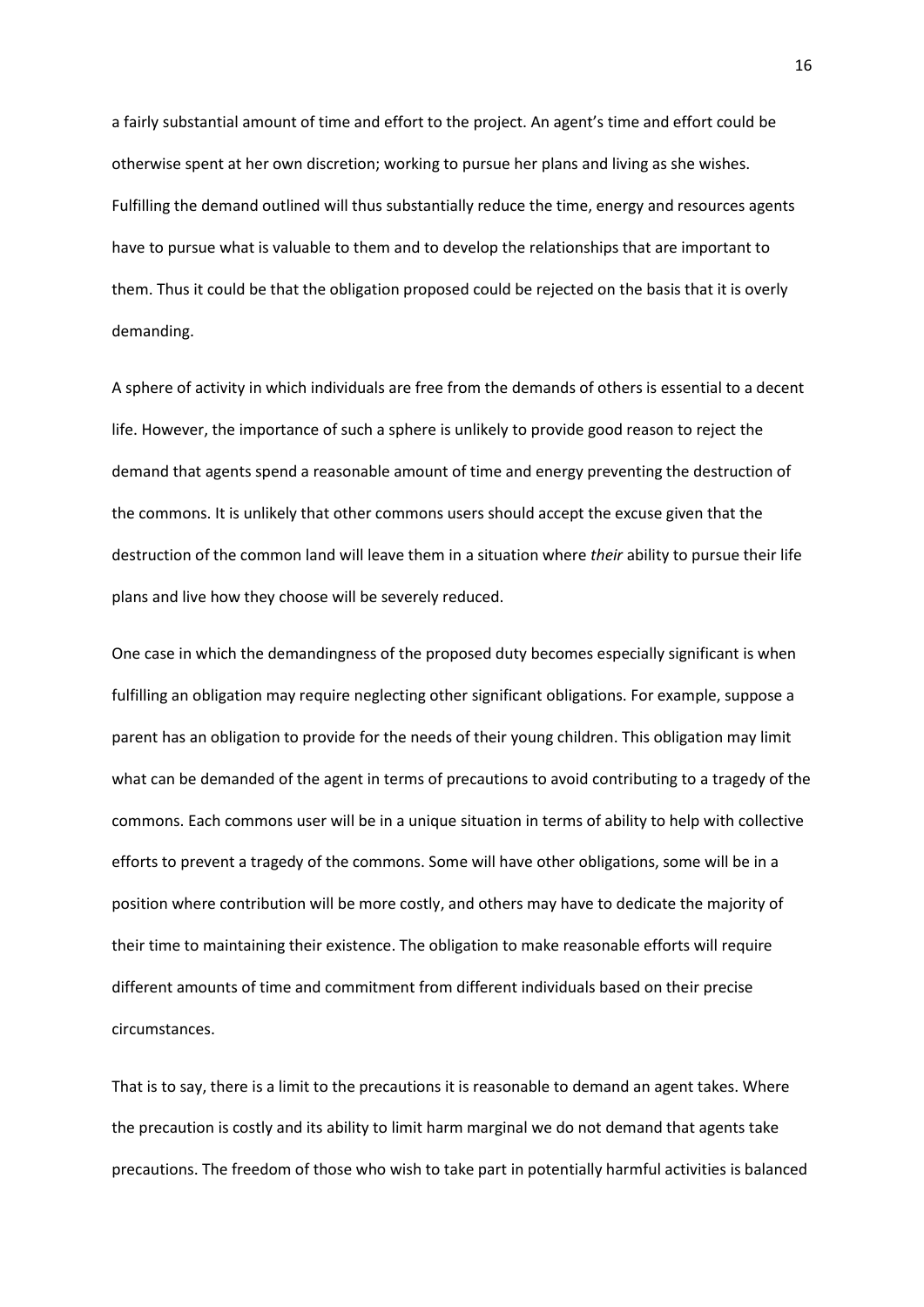a fairly substantial amount of time and effort to the project. An agent's time and effort could be otherwise spent at her own discretion; working to pursue her plans and living as she wishes. Fulfilling the demand outlined will thus substantially reduce the time, energy and resources agents have to pursue what is valuable to them and to develop the relationships that are important to them. Thus it could be that the obligation proposed could be rejected on the basis that it is overly demanding.

A sphere of activity in which individuals are free from the demands of others is essential to a decent life. However, the importance of such a sphere is unlikely to provide good reason to reject the demand that agents spend a reasonable amount of time and energy preventing the destruction of the commons. It is unlikely that other commons users should accept the excuse given that the destruction of the common land will leave them in a situation where *their* ability to pursue their life plans and live how they choose will be severely reduced.

One case in which the demandingness of the proposed duty becomes especially significant is when fulfilling an obligation may require neglecting other significant obligations. For example, suppose a parent has an obligation to provide for the needs of their young children. This obligation may limit what can be demanded of the agent in terms of precautions to avoid contributing to a tragedy of the commons. Each commons user will be in a unique situation in terms of ability to help with collective efforts to prevent a tragedy of the commons. Some will have other obligations, some will be in a position where contribution will be more costly, and others may have to dedicate the majority of their time to maintaining their existence. The obligation to make reasonable efforts will require different amounts of time and commitment from different individuals based on their precise circumstances.

That is to say, there is a limit to the precautions it is reasonable to demand an agent takes. Where the precaution is costly and its ability to limit harm marginal we do not demand that agents take precautions. The freedom of those who wish to take part in potentially harmful activities is balanced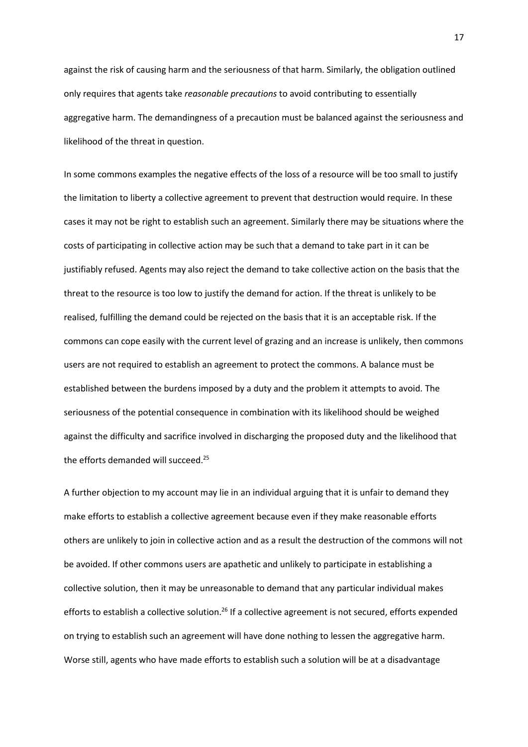against the risk of causing harm and the seriousness of that harm. Similarly, the obligation outlined only requires that agents take *reasonable precautions* to avoid contributing to essentially aggregative harm. The demandingness of a precaution must be balanced against the seriousness and likelihood of the threat in question.

In some commons examples the negative effects of the loss of a resource will be too small to justify the limitation to liberty a collective agreement to prevent that destruction would require. In these cases it may not be right to establish such an agreement. Similarly there may be situations where the costs of participating in collective action may be such that a demand to take part in it can be justifiably refused. Agents may also reject the demand to take collective action on the basis that the threat to the resource is too low to justify the demand for action. If the threat is unlikely to be realised, fulfilling the demand could be rejected on the basis that it is an acceptable risk. If the commons can cope easily with the current level of grazing and an increase is unlikely, then commons users are not required to establish an agreement to protect the commons. A balance must be established between the burdens imposed by a duty and the problem it attempts to avoid. The seriousness of the potential consequence in combination with its likelihood should be weighed against the difficulty and sacrifice involved in discharging the proposed duty and the likelihood that the efforts demanded will succeed.[25]

A further objection to my account may lie in an individual arguing that it is unfair to demand they make efforts to establish a collective agreement because even if they make reasonable efforts others are unlikely to join in collective action and as a result the destruction of the commons will not be avoided. If other commons users are apathetic and unlikely to participate in establishing a collective solution, then it may be unreasonable to demand that any particular individual makes efforts to establish a collective solution.[26] If a collective agreement is not secured, efforts expended on trying to establish such an agreement will have done nothing to lessen the aggregative harm. Worse still, agents who have made efforts to establish such a solution will be at a disadvantage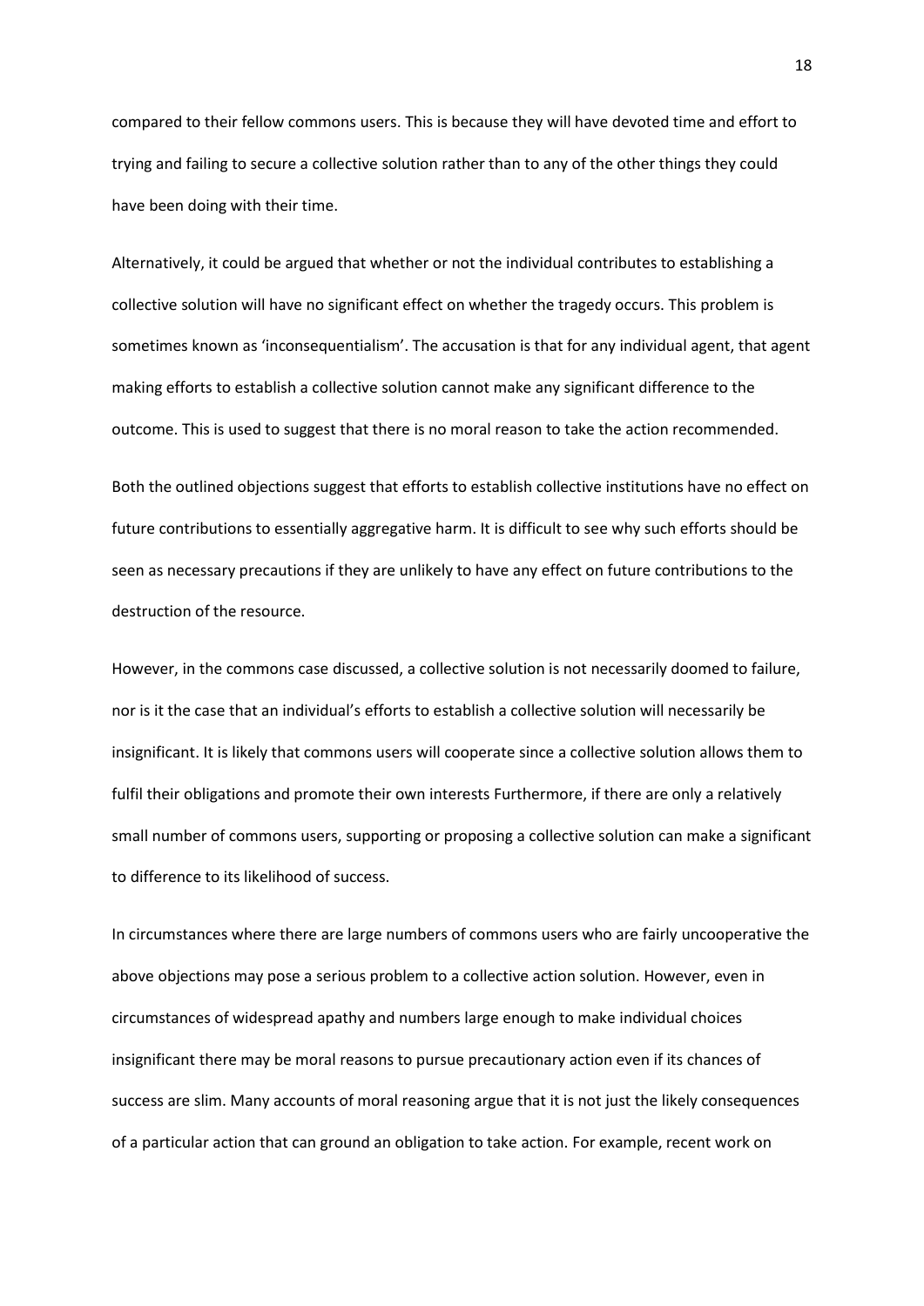compared to their fellow commons users. This is because they will have devoted time and effort to trying and failing to secure a collective solution rather than to any of the other things they could have been doing with their time.

Alternatively, it could be argued that whether or not the individual contributes to establishing a collective solution will have no significant effect on whether the tragedy occurs. This problem is sometimes known as 'inconsequentialism'. The accusation is that for any individual agent, that agent making efforts to establish a collective solution cannot make any significant difference to the outcome. This is used to suggest that there is no moral reason to take the action recommended.

Both the outlined objections suggest that efforts to establish collective institutions have no effect on future contributions to essentially aggregative harm. It is difficult to see why such efforts should be seen as necessary precautions if they are unlikely to have any effect on future contributions to the destruction of the resource.

However, in the commons case discussed, a collective solution is not necessarily doomed to failure, nor is it the case that an individual's efforts to establish a collective solution will necessarily be insignificant. It is likely that commons users will cooperate since a collective solution allows them to fulfil their obligations and promote their own interests Furthermore, if there are only a relatively small number of commons users, supporting or proposing a collective solution can make a significant to difference to its likelihood of success.

In circumstances where there are large numbers of commons users who are fairly uncooperative the above objections may pose a serious problem to a collective action solution. However, even in circumstances of widespread apathy and numbers large enough to make individual choices insignificant there may be moral reasons to pursue precautionary action even if its chances of success are slim. Many accounts of moral reasoning argue that it is not just the likely consequences of a particular action that can ground an obligation to take action. For example, recent work on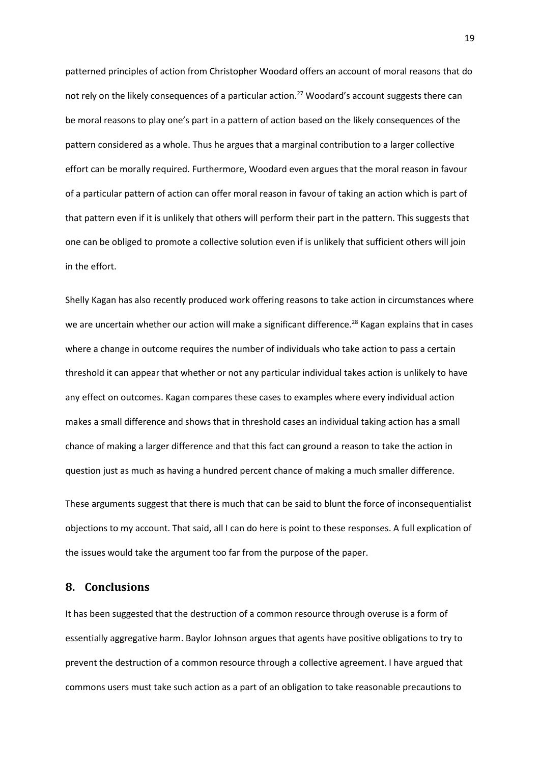patterned principles of action from Christopher Woodard offers an account of moral reasons that do not rely on the likely consequences of a particular action.[27] Woodard's account suggests there can be moral reasons to play one's part in a pattern of action based on the likely consequences of the pattern considered as a whole. Thus he argues that a marginal contribution to a larger collective effort can be morally required. Furthermore, Woodard even argues that the moral reason in favour of a particular pattern of action can offer moral reason in favour of taking an action which is part of that pattern even if it is unlikely that others will perform their part in the pattern. This suggests that one can be obliged to promote a collective solution even if is unlikely that sufficient others will join in the effort.

Shelly Kagan has also recently produced work offering reasons to take action in circumstances where we are uncertain whether our action will make a significant difference.[28] Kagan explains that in cases where a change in outcome requires the number of individuals who take action to pass a certain threshold it can appear that whether or not any particular individual takes action is unlikely to have any effect on outcomes. Kagan compares these cases to examples where every individual action makes a small difference and shows that in threshold cases an individual taking action has a small chance of making a larger difference and that this fact can ground a reason to take the action in question just as much as having a hundred percent chance of making a much smaller difference.

These arguments suggest that there is much that can be said to blunt the force of inconsequentialist objections to my account. That said, all I can do here is point to these responses. A full explication of the issues would take the argument too far from the purpose of the paper.

## 8. Conclusions

It has been suggested that the destruction of a common resource through overuse is a form of essentially aggregative harm. Baylor Johnson argues that agents have positive obligations to try to prevent the destruction of a common resource through a collective agreement. I have argued that commons users must take such action as a part of an obligation to take reasonable precautions to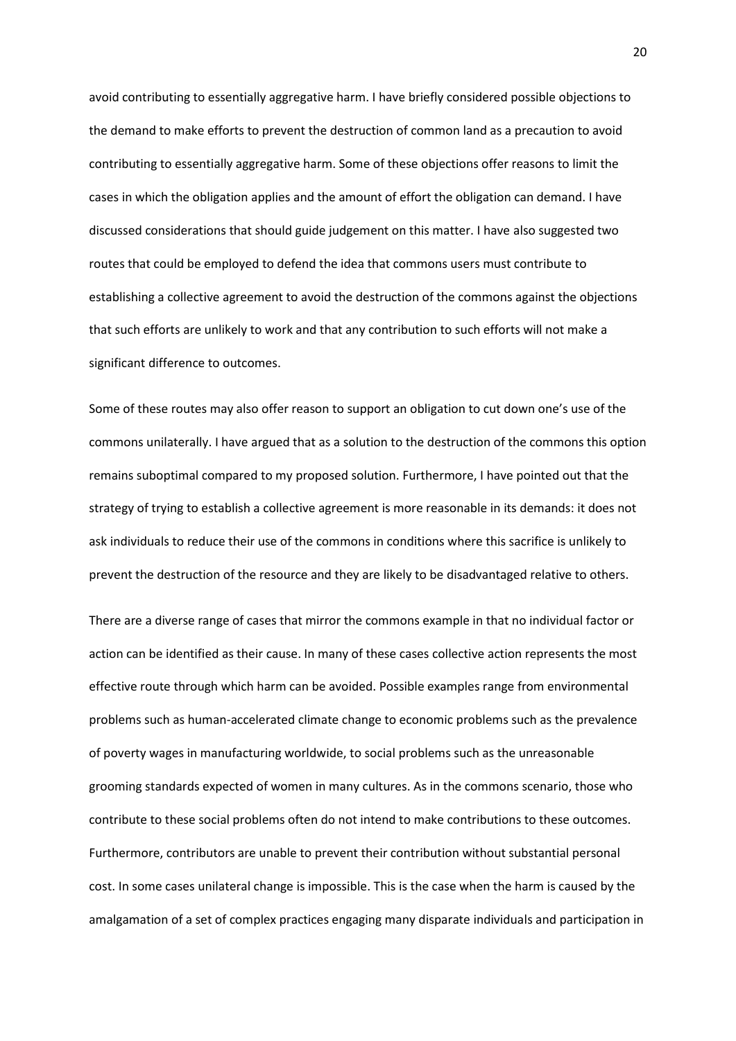avoid contributing to essentially aggregative harm. I have briefly considered possible objections to the demand to make efforts to prevent the destruction of common land as a precaution to avoid contributing to essentially aggregative harm. Some of these objections offer reasons to limit the cases in which the obligation applies and the amount of effort the obligation can demand. I have discussed considerations that should guide judgement on this matter. I have also suggested two routes that could be employed to defend the idea that commons users must contribute to establishing a collective agreement to avoid the destruction of the commons against the objections that such efforts are unlikely to work and that any contribution to such efforts will not make a significant difference to outcomes.

Some of these routes may also offer reason to support an obligation to cut down one's use of the commons unilaterally. I have argued that as a solution to the destruction of the commons this option remains suboptimal compared to my proposed solution. Furthermore, I have pointed out that the strategy of trying to establish a collective agreement is more reasonable in its demands: it does not ask individuals to reduce their use of the commons in conditions where this sacrifice is unlikely to prevent the destruction of the resource and they are likely to be disadvantaged relative to others.

There are a diverse range of cases that mirror the commons example in that no individual factor or action can be identified as their cause. In many of these cases collective action represents the most effective route through which harm can be avoided. Possible examples range from environmental problems such as human-accelerated climate change to economic problems such as the prevalence of poverty wages in manufacturing worldwide, to social problems such as the unreasonable grooming standards expected of women in many cultures. As in the commons scenario, those who contribute to these social problems often do not intend to make contributions to these outcomes. Furthermore, contributors are unable to prevent their contribution without substantial personal cost. In some cases unilateral change is impossible. This is the case when the harm is caused by the amalgamation of a set of complex practices engaging many disparate individuals and participation in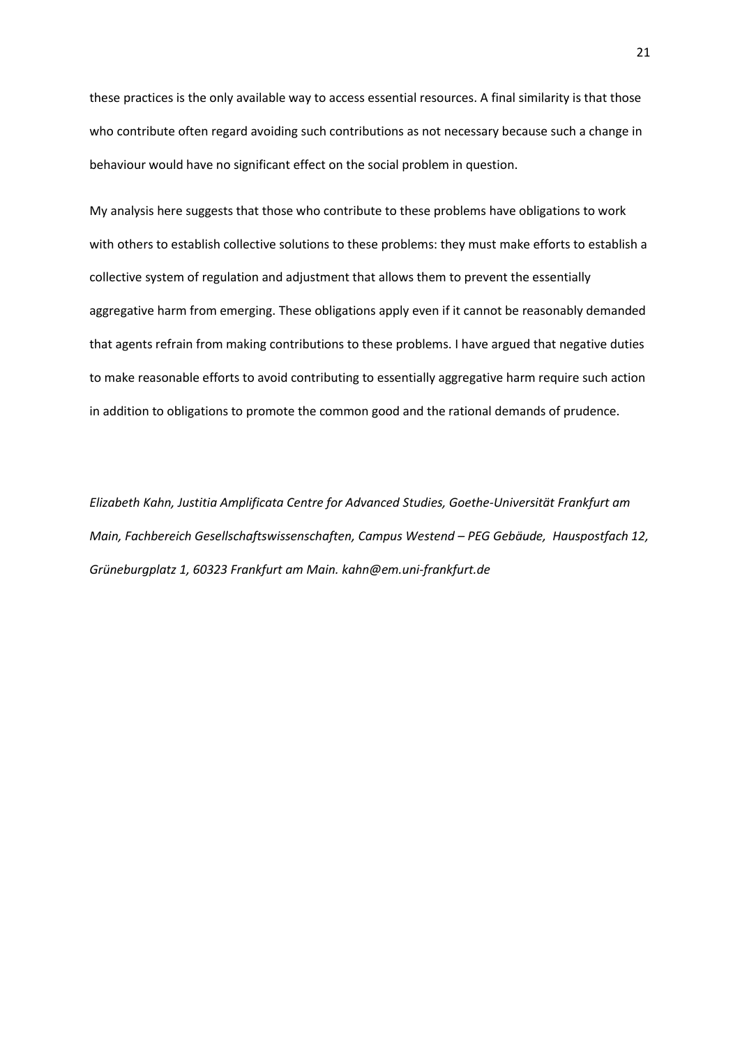these practices is the only available way to access essential resources. A final similarity is that those who contribute often regard avoiding such contributions as not necessary because such a change in behaviour would have no significant effect on the social problem in question.

My analysis here suggests that those who contribute to these problems have obligations to work with others to establish collective solutions to these problems: they must make efforts to establish a collective system of regulation and adjustment that allows them to prevent the essentially aggregative harm from emerging. These obligations apply even if it cannot be reasonably demanded that agents refrain from making contributions to these problems. I have argued that negative duties to make reasonable efforts to avoid contributing to essentially aggregative harm require such action in addition to obligations to promote the common good and the rational demands of prudence.

*Elizabeth Kahn, Justitia Amplificata Centre for Advanced Studies, Goethe-Universität Frankfurt am Main, Fachbereich Gesellschaftswissenschaften, Campus Westend – PEG Gebäude, Hauspostfach 12, Grüneburgplatz 1, 60323 Frankfurt am Main. kahn@em.uni-frankfurt.de*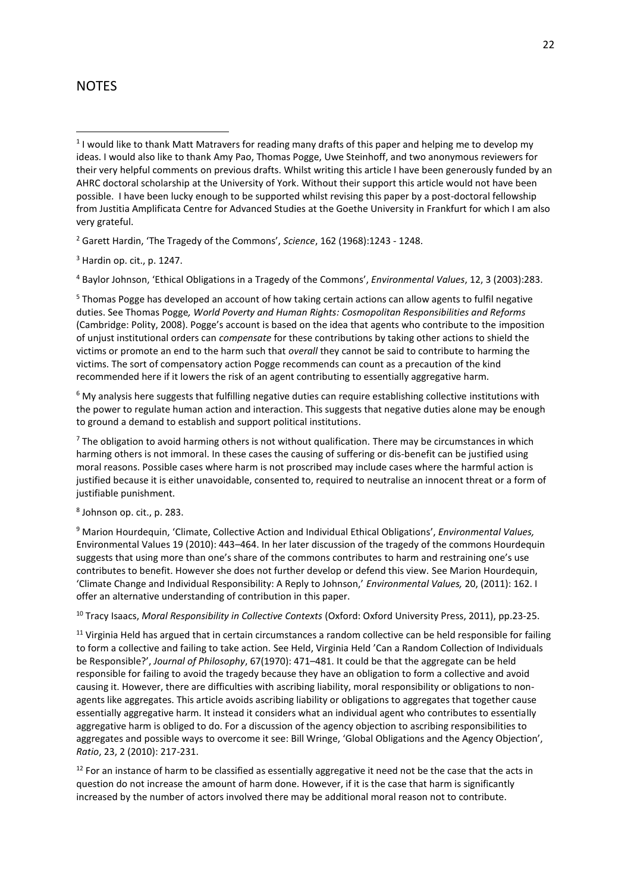# NOTES

[1] I would like to thank Matt Matravers for reading many drafts of this paper and helping me to develop my ideas. I would also like to thank Amy Pao, Thomas Pogge, Uwe Steinhoff, and two anonymous reviewers for their very helpful comments on previous drafts. Whilst writing this article I have been generously funded by an AHRC doctoral scholarship at the University of York. Without their support this article would not have been possible. I have been lucky enough to be supported whilst revising this paper by a post-doctoral fellowship from Justitia Amplificata Centre for Advanced Studies at the Goethe University in Frankfurt for which I am also very grateful.

[2] Garett Hardin, 'The Tragedy of the Commons', *Science*, 162 (1968):1243 - 1248.

[3] Hardin op. cit., p. 1247.

[4] Baylor Johnson, 'Ethical Obligations in a Tragedy of the Commons', *Environmental Values*, 12, 3 (2003):283.

[5] Thomas Pogge has developed an account of how taking certain actions can allow agents to fulfil negative duties. See Thomas Pogge*, World Poverty and Human Rights: Cosmopolitan Responsibilities and Reforms* (Cambridge: Polity, 2008). Pogge's account is based on the idea that agents who contribute to the imposition of unjust institutional orders can *compensate* for these contributions by taking other actions to shield the victims or promote an end to the harm such that *overall* they cannot be said to contribute to harming the victims. The sort of compensatory action Pogge recommends can count as a precaution of the kind recommended here if it lowers the risk of an agent contributing to essentially aggregative harm.

[6] My analysis here suggests that fulfilling negative duties can require establishing collective institutions with the power to regulate human action and interaction. This suggests that negative duties alone may be enough to ground a demand to establish and support political institutions.

[7] The obligation to avoid harming others is not without qualification. There may be circumstances in which harming others is not immoral. In these cases the causing of suffering or dis-benefit can be justified using moral reasons. Possible cases where harm is not proscribed may include cases where the harmful action is justified because it is either unavoidable, consented to, required to neutralise an innocent threat or a form of justifiable punishment.

[8] Johnson op. cit., p. 283.

[9] Marion Hourdequin, 'Climate, Collective Action and Individual Ethical Obligations', *Environmental Values,* Environmental Values 19 (2010): 443–464. In her later discussion of the tragedy of the commons Hourdequin suggests that using more than one's share of the commons contributes to harm and restraining one's use contributes to benefit. However she does not further develop or defend this view. See Marion Hourdequin, 'Climate Change and Individual Responsibility: A Reply to Johnson,' *Environmental Values,* 20, (2011): 162. I offer an alternative understanding of contribution in this paper.

[10] Tracy Isaacs, *Moral Responsibility in Collective Contexts* (Oxford: Oxford University Press, 2011), pp.23-25.

[11] Virginia Held has argued that in certain circumstances a random collective can be held responsible for failing to form a collective and failing to take action. See Held, Virginia Held 'Can a Random Collection of Individuals be Responsible?', *Journal of Philosophy*, 67(1970): 471–481. It could be that the aggregate can be held responsible for failing to avoid the tragedy because they have an obligation to form a collective and avoid causing it. However, there are difficulties with ascribing liability, moral responsibility or obligations to non-agents like aggregates. This article avoids ascribing liability or obligations to aggregates that together cause essentially aggregative harm. It instead it considers what an individual agent who contributes to essentially aggregative harm is obliged to do. For a discussion of the agency objection to ascribing responsibilities to aggregates and possible ways to overcome it see: Bill Wringe, 'Global Obligations and the Agency Objection', *Ratio*, 23, 2 (2010): 217-231.

[12] For an instance of harm to be classified as essentially aggregative it need not be the case that the acts in question do not increase the amount of harm done. However, if it is the case that harm is significantly increased by the number of actors involved there may be additional moral reason not to contribute.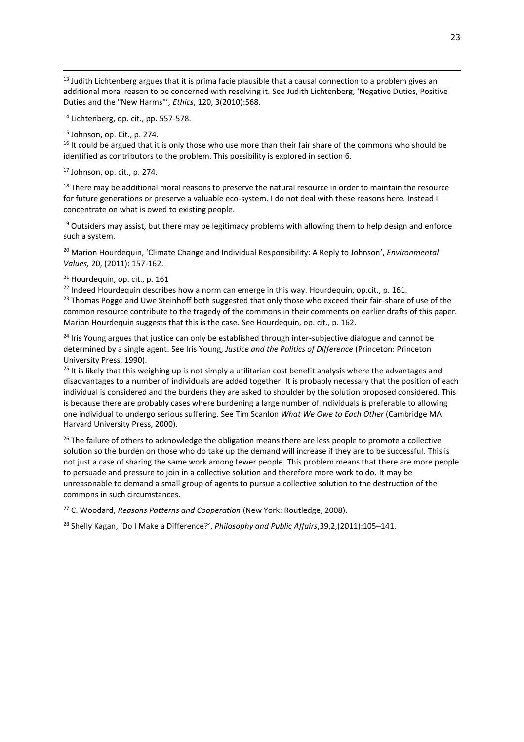[13] Judith Lichtenberg argues that it is prima facie plausible that a causal connection to a problem gives an additional moral reason to be concerned with resolving it. See Judith Lichtenberg, 'Negative Duties, Positive Duties and the "New Harms"', *Ethics*, 120, 3(2010):568.

[14] Lichtenberg, op. cit., pp. 557-578.

[15] Johnson, op. Cit., p. 274.

[16] It could be argued that it is only those who use more than their fair share of the commons who should be identified as contributors to the problem. This possibility is explored in section 6.

[17] Johnson, op. cit., p. 274.

[18] There may be additional moral reasons to preserve the natural resource in order to maintain the resource for future generations or preserve a valuable eco-system. I do not deal with these reasons here. Instead I concentrate on what is owed to existing people.

[19] Outsiders may assist, but there may be legitimacy problems with allowing them to help design and enforce such a system.

[20] Marion Hourdequin, 'Climate Change and Individual Responsibility: A Reply to Johnson', *Environmental Values,* 20, (2011): 157-162.

[21] Hourdequin, op. cit., p. 161

[22] Indeed Hourdequin describes how a norm can emerge in this way. Hourdequin, op.cit., p. 161.

[23] Thomas Pogge and Uwe Steinhoff both suggested that only those who exceed their fair-share of use of the common resource contribute to the tragedy of the commons in their comments on earlier drafts of this paper. Marion Hourdequin suggests that this is the case. See Hourdequin, op. cit., p. 162.

[24] Iris Young argues that justice can only be established through inter-subjective dialogue and cannot be determined by a single agent. See Iris Young, *Justice and the Politics of Difference* (Princeton: Princeton University Press, 1990).

[25] It is likely that this weighing up is not simply a utilitarian cost benefit analysis where the advantages and disadvantages to a number of individuals are added together. It is probably necessary that the position of each individual is considered and the burdens they are asked to shoulder by the solution proposed considered. This is because there are probably cases where burdening a large number of individuals is preferable to allowing one individual to undergo serious suffering. See Tim Scanlon *What We Owe to Each Other* (Cambridge MA: Harvard University Press, 2000).

[26] The failure of others to acknowledge the obligation means there are less people to promote a collective solution so the burden on those who do take up the demand will increase if they are to be successful. This is not just a case of sharing the same work among fewer people. This problem means that there are more people to persuade and pressure to join in a collective solution and therefore more work to do. It may be unreasonable to demand a small group of agents to pursue a collective solution to the destruction of the commons in such circumstances.

[27] C. Woodard, *Reasons Patterns and Cooperation* (New York: Routledge, 2008).

[28] Shelly Kagan, 'Do I Make a Difference?', *Philosophy and Public Affairs*,39,2,(2011):105–141.